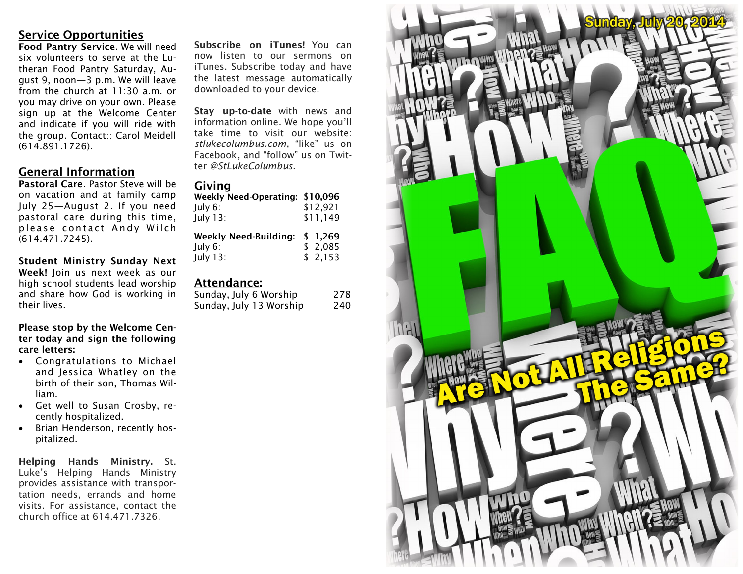## Service Opportunities

**Food Pantry Service**. We will need six volunteers to serve at the Lutheran Food Pantry Saturday, August 9, noon—3 p.m. We will leave from the church at 11:30 a.m. or you may drive on your own. Please sign up at the Welcome Center and indicate if you will ride with the group. Contact:: Carol Meidell (614.891.1726).

## General Information

**Pastoral Care**. Pastor Steve will be on vacation and at family camp July 25—August 2. If you need pastoral care during this time, please contact Andy Wilch (614.471.7245).

**Student Ministry Sunday Next Week!** Join us next week as our high school students lead worship and share how God is working in their lives.

**Please stop by the Welcome Center today and sign the following care letters:**

- Congratulations to Michael and Jessica Whatley on the birth of their son, Thomas William.
- Get well to Susan Crosby, recently hospitalized.
- Brian Henderson, recently hospitalized.

**Helping Hands Ministry.** St. Luke's Helping Hands Ministry provides assistance with transportation needs, errands and home visits. For assistance, contact the church office at 614.471.7326.

**Subscribe on iTunes!** You can now listen to our sermons on iTunes. Subscribe today and have the latest message automatically downloaded to your device.

**Stay up-to-date** with news and information online. We hope you'll take time to visit our website: *stlukecolumbus.com*, "like" us on Facebook, and "follow" us on Twitter *@StLukeColumbus*.

## Giving

| **Weekly Need-Operating:** | **$10,096** |
|---|---|
| July 6: | $12,921 |
| July 13: | $11,149 |

| **Weekly Need-Building:** | **$ 1,269** |
|---|---|
| July 6: | $ 2,085 |
| July 13: | $ 2,153 |

## Attendance:

| | |
|---|---|
| Sunday, July 6 Worship | 278 |
| Sunday, July 13 Worship | 240 |

Sunday, July 20, 2014

# FAQ

## Are Not All Religions The Same?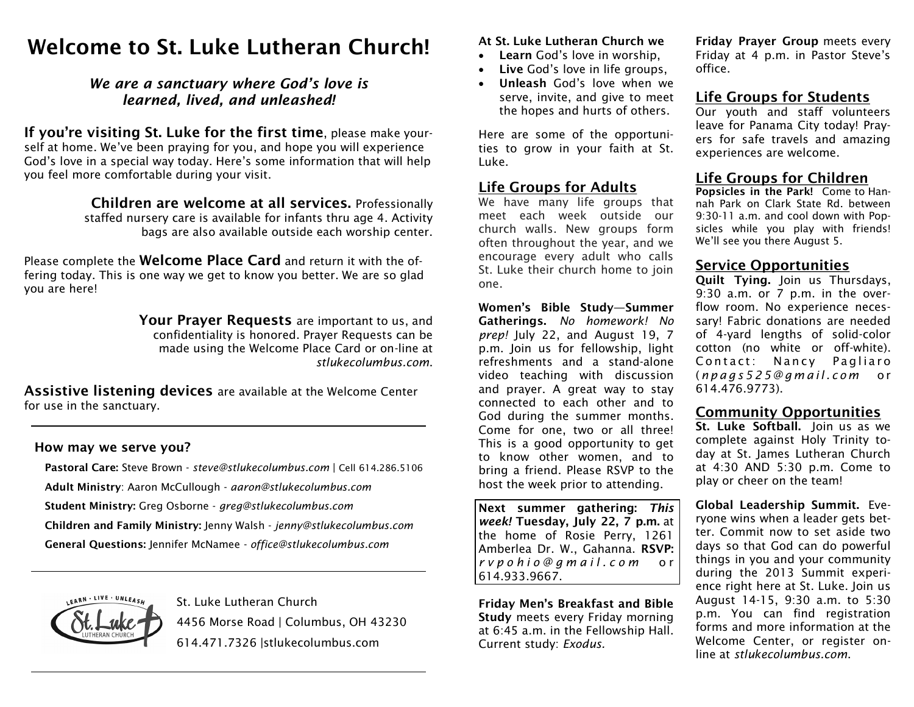# Welcome to St. Luke Lutheran Church!

***We are a sanctuary where God's love is learned, lived, and unleashed!***

**If you're visiting St. Luke for the first time**, please make yourself at home. We've been praying for you, and hope you will experience God's love in a special way today. Here's some information that will help you feel more comfortable during your visit.

**Children are welcome at all services.** Professionally staffed nursery care is available for infants thru age 4. Activity bags are also available outside each worship center.

Please complete the **Welcome Place Card** and return it with the offering today. This is one way we get to know you better. We are so glad you are here!

**Your Prayer Requests** are important to us, and confidentiality is honored. Prayer Requests can be made using the Welcome Place Card or on-line at *stlukecolumbus.com*.

**Assistive listening devices** are available at the Welcome Center for use in the sanctuary.

---

**How may we serve you?**

**Pastoral Care:** Steve Brown - *steve@stlukecolumbus.com* | Cell 614.286.5106

**Adult Ministry**: Aaron McCullough - *aaron@stlukecolumbus.com*

**Student Ministry:** Greg Osborne - *greg@stlukecolumbus.com*

**Children and Family Ministry:** Jenny Walsh - *jenny@stlukecolumbus.com*

**General Questions:** Jennifer McNamee - *office@stlukecolumbus.com*

---

St. Luke Lutheran Church
4456 Morse Road | Columbus, OH 43230
614.471.7326 |stlukecolumbus.com

---

**At St. Luke Lutheran Church we**

- **Learn** God's love in worship,
- **Live** God's love in life groups,
- **Unleash** God's love when we serve, invite, and give to meet the hopes and hurts of others.

Here are some of the opportunities to grow in your faith at St. Luke.

## Life Groups for Adults

We have many life groups that meet each week outside our church walls. New groups form often throughout the year, and we encourage every adult who calls St. Luke their church home to join one.

**Women's Bible Study—Summer Gatherings.** *No homework! No prep!* July 22, and August 19, 7 p.m. Join us for fellowship, light refreshments and a stand-alone video teaching with discussion and prayer. A great way to stay connected to each other and to God during the summer months. Come for one, two or all three! This is a good opportunity to get to know other women, and to bring a friend. Please RSVP to the host the week prior to attending.

**Next summer gathering:** ***This week!*** **Tuesday, July 22, 7 p.m.** at the home of Rosie Perry, 1261 Amberlea Dr. W., Gahanna. **RSVP:** *rvpohio@gmail.com* or 614.933.9667.

**Friday Men's Breakfast and Bible Study** meets every Friday morning at 6:45 a.m. in the Fellowship Hall. Current study: *Exodus.*

**Friday Prayer Group** meets every Friday at 4 p.m. in Pastor Steve's office.

## Life Groups for Students

Our youth and staff volunteers leave for Panama City today! Prayers for safe travels and amazing experiences are welcome.

## Life Groups for Children

**Popsicles in the Park!** Come to Hannah Park on Clark State Rd. between 9:30-11 a.m. and cool down with Popsicles while you play with friends! We'll see you there August 5.

## Service Opportunities

**Quilt Tying.** Join us Thursdays, 9:30 a.m. or 7 p.m. in the overflow room. No experience necessary! Fabric donations are needed of 4-yard lengths of solid-color cotton (no white or off-white). Contact: Nancy Pagliaro (*npags525@gmail.com* or 614.476.9773).

## Community Opportunities

**St. Luke Softball.** Join us as we complete against Holy Trinity today at St. James Lutheran Church at 4:30 AND 5:30 p.m. Come to play or cheer on the team!

**Global Leadership Summit.** Everyone wins when a leader gets better. Commit now to set aside two days so that God can do powerful things in you and your community during the 2013 Summit experience right here at St. Luke. Join us August 14-15, 9:30 a.m. to 5:30 p.m. You can find registration forms and more information at the Welcome Center, or register online at *stlukecolumbus.com*.